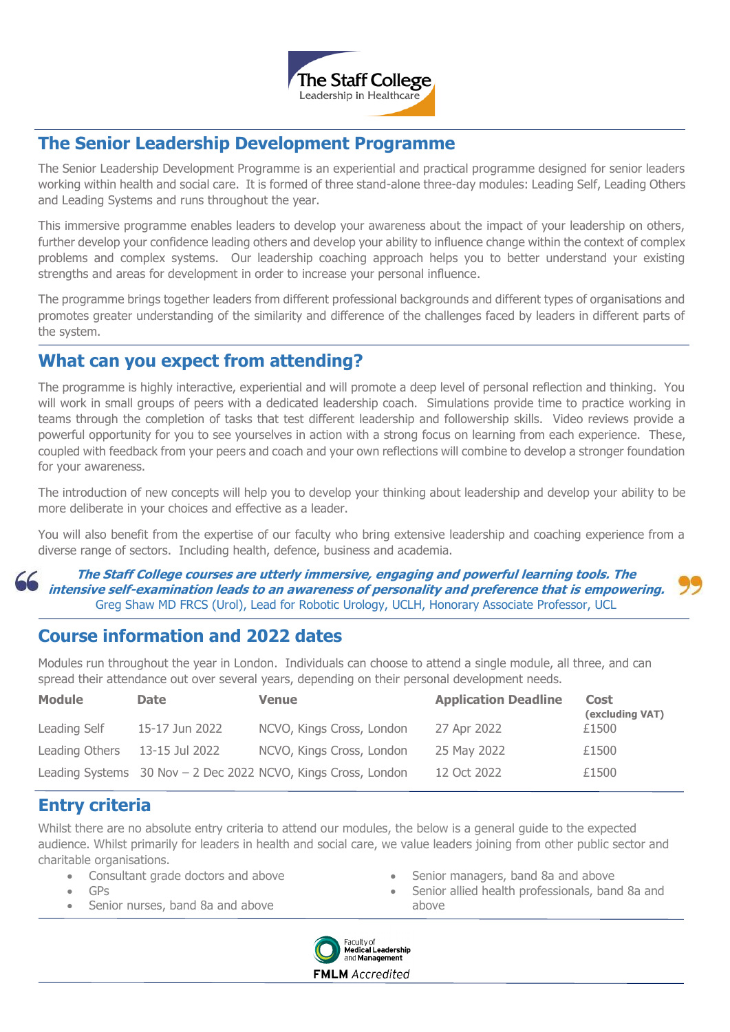The Staff College
Leadership in Healthcare

## The Senior Leadership Development Programme

The Senior Leadership Development Programme is an experiential and practical programme designed for senior leaders working within health and social care. It is formed of three stand-alone three-day modules: Leading Self, Leading Others and Leading Systems and runs throughout the year.

This immersive programme enables leaders to develop your awareness about the impact of your leadership on others, further develop your confidence leading others and develop your ability to influence change within the context of complex problems and complex systems. Our leadership coaching approach helps you to better understand your existing strengths and areas for development in order to increase your personal influence.

The programme brings together leaders from different professional backgrounds and different types of organisations and promotes greater understanding of the similarity and difference of the challenges faced by leaders in different parts of the system.

## What can you expect from attending?

The programme is highly interactive, experiential and will promote a deep level of personal reflection and thinking. You will work in small groups of peers with a dedicated leadership coach. Simulations provide time to practice working in teams through the completion of tasks that test different leadership and followership skills. Video reviews provide a powerful opportunity for you to see yourselves in action with a strong focus on learning from each experience. These, coupled with feedback from your peers and coach and your own reflections will combine to develop a stronger foundation for your awareness.

The introduction of new concepts will help you to develop your thinking about leadership and develop your ability to be more deliberate in your choices and effective as a leader.

You will also benefit from the expertise of our faculty who bring extensive leadership and coaching experience from a diverse range of sectors. Including health, defence, business and academia.

> ***The Staff College courses are utterly immersive, engaging and powerful learning tools. The intensive self-examination leads to an awareness of personality and preference that is empowering.***
> Greg Shaw MD FRCS (Urol), Lead for Robotic Urology, UCLH, Honorary Associate Professor, UCL

## Course information and 2022 dates

Modules run throughout the year in London. Individuals can choose to attend a single module, all three, and can spread their attendance out over several years, depending on their personal development needs.

| Module | Date | Venue | Application Deadline | Cost (excluding VAT) |
|---|---|---|---|---|
| Leading Self | 15-17 Jun 2022 | NCVO, Kings Cross, London | 27 Apr 2022 | £1500 |
| Leading Others | 13-15 Jul 2022 | NCVO, Kings Cross, London | 25 May 2022 | £1500 |
| Leading Systems | 30 Nov – 2 Dec 2022 | NCVO, Kings Cross, London | 12 Oct 2022 | £1500 |

## Entry criteria

Whilst there are no absolute entry criteria to attend our modules, the below is a general guide to the expected audience. Whilst primarily for leaders in health and social care, we value leaders joining from other public sector and charitable organisations.

- Consultant grade doctors and above
- GPs
- Senior nurses, band 8a and above
- Senior managers, band 8a and above
- Senior allied health professionals, band 8a and above

Faculty of Medical Leadership and Management
**FMLM** *Accredited*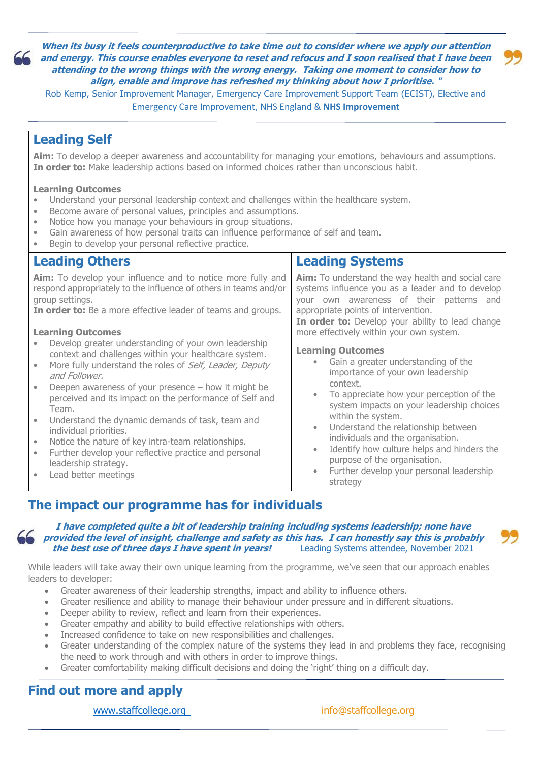> ***When its busy it feels counterproductive to take time out to consider where we apply our attention and energy. This course enables everyone to reset and refocus and I soon realised that I have been attending to the wrong things with the wrong energy. Taking one moment to consider how to align, enable and improve has refreshed my thinking about how I prioritise. "***
>
> Rob Kemp, Senior Improvement Manager, Emergency Care Improvement Support Team (ECIST), Elective and Emergency Care Improvement, NHS England & **NHS Improvement**

## Leading Self

**Aim:** To develop a deeper awareness and accountability for managing your emotions, behaviours and assumptions.
**In order to:** Make leadership actions based on informed choices rather than unconscious habit.

**Learning Outcomes**

- Understand your personal leadership context and challenges within the healthcare system.
- Become aware of personal values, principles and assumptions.
- Notice how you manage your behaviours in group situations.
- Gain awareness of how personal traits can influence performance of self and team.
- Begin to develop your personal reflective practice.

## Leading Others

**Aim:** To develop your influence and to notice more fully and respond appropriately to the influence of others in teams and/or group settings.
**In order to:** Be a more effective leader of teams and groups.

**Learning Outcomes**

- Develop greater understanding of your own leadership context and challenges within your healthcare system.
- More fully understand the roles of *Self, Leader, Deputy and Follower.*
- Deepen awareness of your presence – how it might be perceived and its impact on the performance of Self and Team.
- Understand the dynamic demands of task, team and individual priorities.
- Notice the nature of key intra-team relationships.
- Further develop your reflective practice and personal leadership strategy.
- Lead better meetings

## Leading Systems

**Aim:** To understand the way health and social care systems influence you as a leader and to develop your own awareness of their patterns and appropriate points of intervention.
**In order to:** Develop your ability to lead change more effectively within your own system.

**Learning Outcomes**

- Gain a greater understanding of the importance of your own leadership context.
- To appreciate how your perception of the system impacts on your leadership choices within the system.
- Understand the relationship between individuals and the organisation.
- Identify how culture helps and hinders the purpose of the organisation.
- Further develop your personal leadership strategy

## The impact our programme has for individuals

> ***I have completed quite a bit of leadership training including systems leadership; none have provided the level of insight, challenge and safety as this has. I can honestly say this is probably the best use of three days I have spent in years!*** Leading Systems attendee, November 2021

While leaders will take away their own unique learning from the programme, we've seen that our approach enables leaders to developer:

- Greater awareness of their leadership strengths, impact and ability to influence others.
- Greater resilience and ability to manage their behaviour under pressure and in different situations.
- Deeper ability to review, reflect and learn from their experiences.
- Greater empathy and ability to build effective relationships with others.
- Increased confidence to take on new responsibilities and challenges.
- Greater understanding of the complex nature of the systems they lead in and problems they face, recognising the need to work through and with others in order to improve things.
- Greater comfortability making difficult decisions and doing the 'right' thing on a difficult day.

## Find out more and apply

www.staffcollege.org info@staffcollege.org